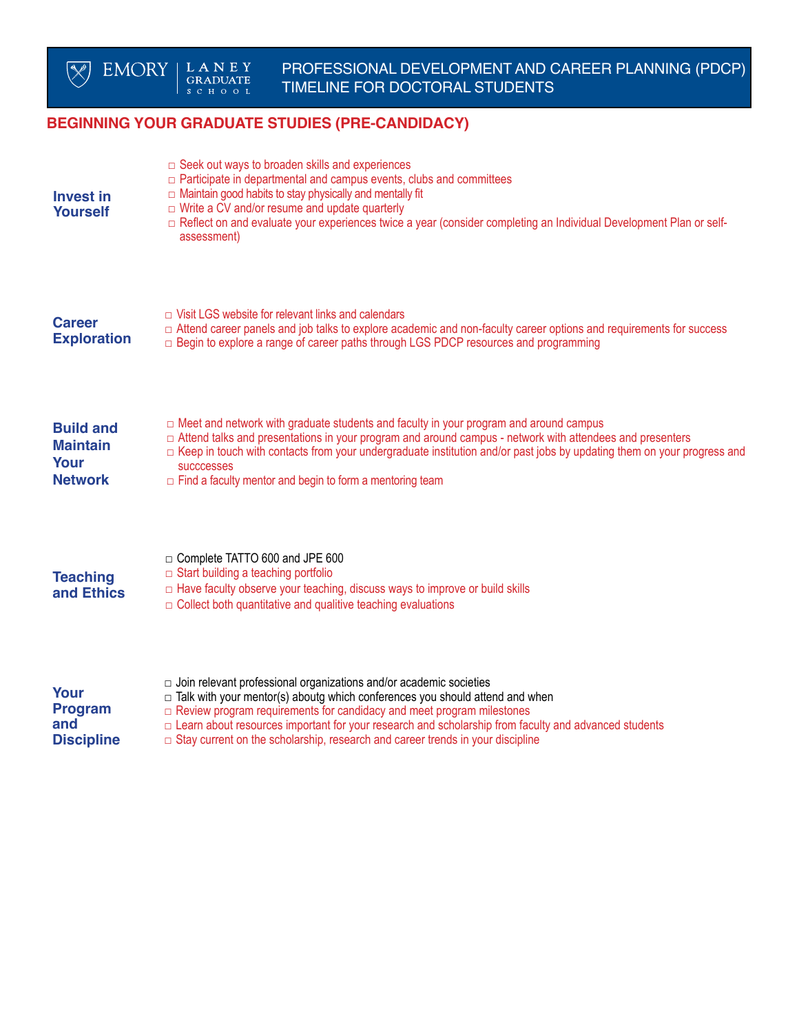EMORY | LANEY GRADUATE SCHOOL

# PROFESSIONAL DEVELOPMENT AND CAREER PLANNING (PDCP) TIMELINE FOR DOCTORAL STUDENTS

## BEGINNING YOUR GRADUATE STUDIES (PRE-CANDIDACY)

### Invest in Yourself

- ☐ Seek out ways to broaden skills and experiences
- ☐ Participate in departmental and campus events, clubs and committees
- ☐ Maintain good habits to stay physically and mentally fit
- ☐ Write a CV and/or resume and update quarterly
- ☐ Reflect on and evaluate your experiences twice a year (consider completing an Individual Development Plan or self-assessment)

### Career Exploration

- ☐ Visit LGS website for relevant links and calendars
- ☐ Attend career panels and job talks to explore academic and non-faculty career options and requirements for success
- ☐ Begin to explore a range of career paths through LGS PDCP resources and programming

### Build and Maintain Your Network

- ☐ Meet and network with graduate students and faculty in your program and around campus
- ☐ Attend talks and presentations in your program and around campus - network with attendees and presenters
- ☐ Keep in touch with contacts from your undergraduate institution and/or past jobs by updating them on your progress and succcesses
- ☐ Find a faculty mentor and begin to form a mentoring team

### Teaching and Ethics

- ☐ Complete TATTO 600 and JPE 600
- ☐ Start building a teaching portfolio
- ☐ Have faculty observe your teaching, discuss ways to improve or build skills
- ☐ Collect both quantitative and qualitive teaching evaluations

### Your Program and Discipline

- ☐ Join relevant professional organizations and/or academic societies
- ☐ Talk with your mentor(s) aboutg which conferences you should attend and when
- ☐ Review program requirements for candidacy and meet program milestones
- ☐ Learn about resources important for your research and scholarship from faculty and advanced students
- ☐ Stay current on the scholarship, research and career trends in your discipline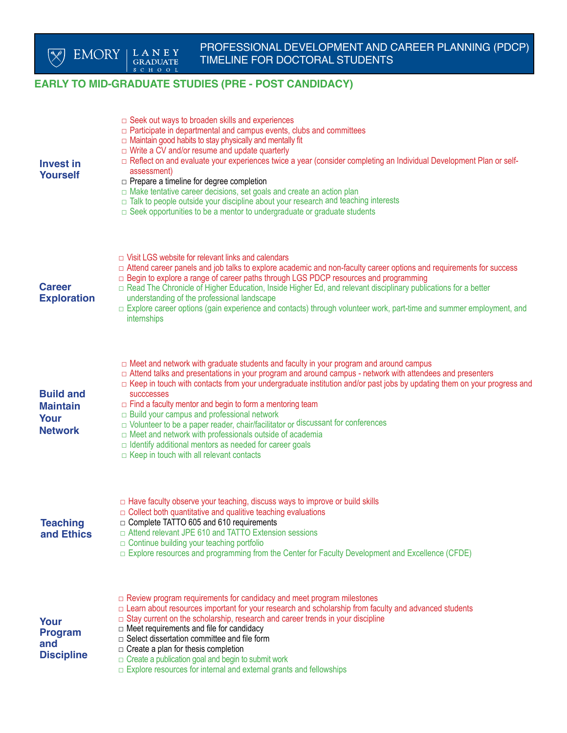# PROFESSIONAL DEVELOPMENT AND CAREER PLANNING (PDCP) TIMELINE FOR DOCTORAL STUDENTS

## EARLY TO MID-GRADUATE STUDIES (PRE - POST CANDIDACY)

### Invest in Yourself

- □ Seek out ways to broaden skills and experiences
- □ Participate in departmental and campus events, clubs and committees
- □ Maintain good habits to stay physically and mentally fit
- □ Write a CV and/or resume and update quarterly
- □ Reflect on and evaluate your experiences twice a year (consider completing an Individual Development Plan or self-assessment)
- □ Prepare a timeline for degree completion
- □ Make tentative career decisions, set goals and create an action plan
- □ Talk to people outside your discipline about your research and teaching interests
- □ Seek opportunities to be a mentor to undergraduate or graduate students

### Career Exploration

- □ Visit LGS website for relevant links and calendars
- □ Attend career panels and job talks to explore academic and non-faculty career options and requirements for success
- □ Begin to explore a range of career paths through LGS PDCP resources and programming
- □ Read The Chronicle of Higher Education, Inside Higher Ed, and relevant disciplinary publications for a better understanding of the professional landscape
- □ Explore career options (gain experience and contacts) through volunteer work, part-time and summer employment, and internships

### Build and Maintain Your Network

- □ Meet and network with graduate students and faculty in your program and around campus
- □ Attend talks and presentations in your program and around campus - network with attendees and presenters
- □ Keep in touch with contacts from your undergraduate institution and/or past jobs by updating them on your progress and succcesses
- □ Find a faculty mentor and begin to form a mentoring team
- □ Build your campus and professional network
- □ Volunteer to be a paper reader, chair/facilitator or discussant for conferences
- □ Meet and network with professionals outside of academia
- □ Identify additional mentors as needed for career goals
- □ Keep in touch with all relevant contacts

### Teaching and Ethics

- □ Have faculty observe your teaching, discuss ways to improve or build skills
- □ Collect both quantitative and qualitive teaching evaluations
- □ Complete TATTO 605 and 610 requirements
- □ Attend relevant JPE 610 and TATTO Extension sessions
- □ Continue building your teaching portfolio
- □ Explore resources and programming from the Center for Faculty Development and Excellence (CFDE)

### Your Program and Discipline

- □ Review program requirements for candidacy and meet program milestones
- □ Learn about resources important for your research and scholarship from faculty and advanced students
- □ Stay current on the scholarship, research and career trends in your discipline
- □ Meet requirements and file for candidacy
- □ Select dissertation committee and file form
- □ Create a plan for thesis completion
- □ Create a publication goal and begin to submit work
- □ Explore resources for internal and external grants and fellowships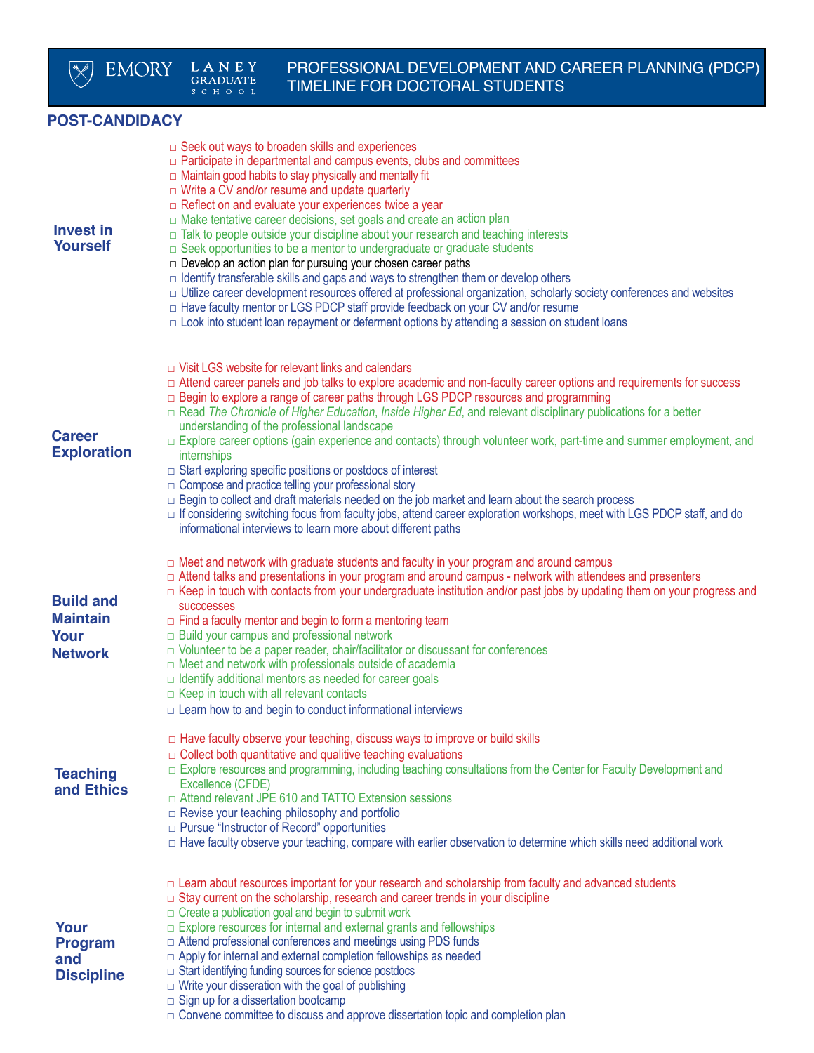# PROFESSIONAL DEVELOPMENT AND CAREER PLANNING (PDCP) TIMELINE FOR DOCTORAL STUDENTS

## POST-CANDIDACY

### Invest in Yourself

- □ Seek out ways to broaden skills and experiences
- □ Participate in departmental and campus events, clubs and committees
- □ Maintain good habits to stay physically and mentally fit
- □ Write a CV and/or resume and update quarterly
- □ Reflect on and evaluate your experiences twice a year
- □ Make tentative career decisions, set goals and create an action plan
- □ Talk to people outside your discipline about your research and teaching interests
- □ Seek opportunities to be a mentor to undergraduate or graduate students
- □ Develop an action plan for pursuing your chosen career paths
- □ Identify transferable skills and gaps and ways to strengthen them or develop others
- □ Utilize career development resources offered at professional organization, scholarly society conferences and websites
- □ Have faculty mentor or LGS PDCP staff provide feedback on your CV and/or resume
- □ Look into student loan repayment or deferment options by attending a session on student loans

### Career Exploration

- □ Visit LGS website for relevant links and calendars
- □ Attend career panels and job talks to explore academic and non-faculty career options and requirements for success
- □ Begin to explore a range of career paths through LGS PDCP resources and programming
- □ Read *The Chronicle of Higher Education*, *Inside Higher Ed*, and relevant disciplinary publications for a better understanding of the professional landscape
- □ Explore career options (gain experience and contacts) through volunteer work, part-time and summer employment, and internships
- □ Start exploring specific positions or postdocs of interest
- □ Compose and practice telling your professional story
- □ Begin to collect and draft materials needed on the job market and learn about the search process
- □ If considering switching focus from faculty jobs, attend career exploration workshops, meet with LGS PDCP staff, and do informational interviews to learn more about different paths

### Build and Maintain Your Network

- □ Meet and network with graduate students and faculty in your program and around campus
- □ Attend talks and presentations in your program and around campus - network with attendees and presenters
- □ Keep in touch with contacts from your undergraduate institution and/or past jobs by updating them on your progress and succcesses
- □ Find a faculty mentor and begin to form a mentoring team
- □ Build your campus and professional network
- □ Volunteer to be a paper reader, chair/facilitator or discussant for conferences
- □ Meet and network with professionals outside of academia
- □ Identify additional mentors as needed for career goals
- □ Keep in touch with all relevant contacts
- □ Learn how to and begin to conduct informational interviews

### Teaching and Ethics

- □ Have faculty observe your teaching, discuss ways to improve or build skills
- □ Collect both quantitative and qualitive teaching evaluations
- □ Explore resources and programming, including teaching consultations from the Center for Faculty Development and Excellence (CFDE)
- □ Attend relevant JPE 610 and TATTO Extension sessions
- □ Revise your teaching philosophy and portfolio
- □ Pursue "Instructor of Record" opportunities
- □ Have faculty observe your teaching, compare with earlier observation to determine which skills need additional work

### Your Program and Discipline

- □ Learn about resources important for your research and scholarship from faculty and advanced students
- □ Stay current on the scholarship, research and career trends in your discipline
- □ Create a publication goal and begin to submit work
- □ Explore resources for internal and external grants and fellowships
- □ Attend professional conferences and meetings using PDS funds
- □ Apply for internal and external completion fellowships as needed
- □ Start identifying funding sources for science postdocs
- □ Write your disseration with the goal of publishing
- □ Sign up for a dissertation bootcamp
- □ Convene committee to discuss and approve dissertation topic and completion plan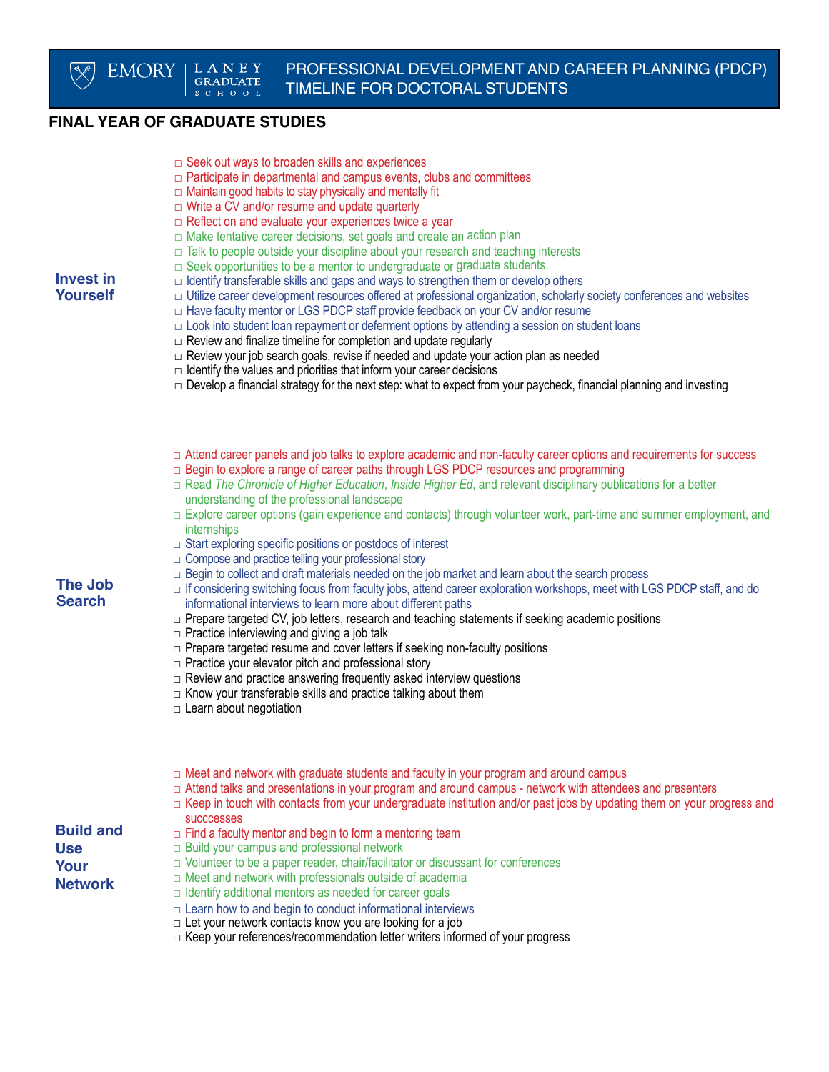# PROFESSIONAL DEVELOPMENT AND CAREER PLANNING (PDCP) TIMELINE FOR DOCTORAL STUDENTS

## FINAL YEAR OF GRADUATE STUDIES

### Invest in Yourself

- □ Seek out ways to broaden skills and experiences
- □ Participate in departmental and campus events, clubs and committees
- □ Maintain good habits to stay physically and mentally fit
- □ Write a CV and/or resume and update quarterly
- □ Reflect on and evaluate your experiences twice a year
- □ Make tentative career decisions, set goals and create an action plan
- □ Talk to people outside your discipline about your research and teaching interests
- □ Seek opportunities to be a mentor to undergraduate or graduate students
- □ Identify transferable skills and gaps and ways to strengthen them or develop others
- □ Utilize career development resources offered at professional organization, scholarly society conferences and websites
- □ Have faculty mentor or LGS PDCP staff provide feedback on your CV and/or resume
- □ Look into student loan repayment or deferment options by attending a session on student loans
- □ Review and finalize timeline for completion and update regularly
- □ Review your job search goals, revise if needed and update your action plan as needed
- □ Identify the values and priorities that inform your career decisions
- □ Develop a financial strategy for the next step: what to expect from your paycheck, financial planning and investing

### The Job Search

- □ Attend career panels and job talks to explore academic and non-faculty career options and requirements for success
- □ Begin to explore a range of career paths through LGS PDCP resources and programming
- □ Read *The Chronicle of Higher Education*, *Inside Higher Ed*, and relevant disciplinary publications for a better understanding of the professional landscape
- □ Explore career options (gain experience and contacts) through volunteer work, part-time and summer employment, and internships
- □ Start exploring specific positions or postdocs of interest
- □ Compose and practice telling your professional story
- □ Begin to collect and draft materials needed on the job market and learn about the search process
- □ If considering switching focus from faculty jobs, attend career exploration workshops, meet with LGS PDCP staff, and do informational interviews to learn more about different paths
- □ Prepare targeted CV, job letters, research and teaching statements if seeking academic positions
- □ Practice interviewing and giving a job talk
- □ Prepare targeted resume and cover letters if seeking non-faculty positions
- □ Practice your elevator pitch and professional story
- □ Review and practice answering frequently asked interview questions
- □ Know your transferable skills and practice talking about them
- □ Learn about negotiation

### Build and Use Your Network

- □ Meet and network with graduate students and faculty in your program and around campus
- □ Attend talks and presentations in your program and around campus - network with attendees and presenters
- □ Keep in touch with contacts from your undergraduate institution and/or past jobs by updating them on your progress and succcesses
- □ Find a faculty mentor and begin to form a mentoring team
- □ Build your campus and professional network
- □ Volunteer to be a paper reader, chair/facilitator or discussant for conferences
- □ Meet and network with professionals outside of academia
- □ Identify additional mentors as needed for career goals
- □ Learn how to and begin to conduct informational interviews
- □ Let your network contacts know you are looking for a job
- □ Keep your references/recommendation letter writers informed of your progress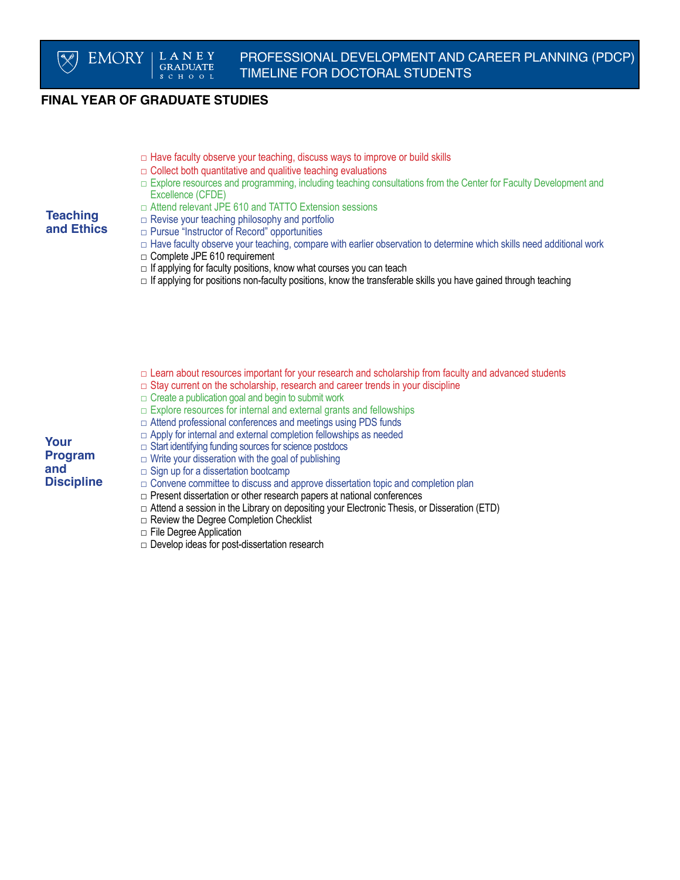## FINAL YEAR OF GRADUATE STUDIES

### Teaching and Ethics

- ☐ Have faculty observe your teaching, discuss ways to improve or build skills
- ☐ Collect both quantitative and qualitive teaching evaluations
- ☐ Explore resources and programming, including teaching consultations from the Center for Faculty Development and Excellence (CFDE)
- ☐ Attend relevant JPE 610 and TATTO Extension sessions
- ☐ Revise your teaching philosophy and portfolio
- ☐ Pursue "Instructor of Record" opportunities
- ☐ Have faculty observe your teaching, compare with earlier observation to determine which skills need additional work
- ☐ Complete JPE 610 requirement
- ☐ If applying for faculty positions, know what courses you can teach
- ☐ If applying for positions non-faculty positions, know the transferable skills you have gained through teaching

### Your Program and Discipline

- ☐ Learn about resources important for your research and scholarship from faculty and advanced students
- ☐ Stay current on the scholarship, research and career trends in your discipline
- ☐ Create a publication goal and begin to submit work
- ☐ Explore resources for internal and external grants and fellowships
- ☐ Attend professional conferences and meetings using PDS funds
- ☐ Apply for internal and external completion fellowships as needed
- ☐ Start identifying funding sources for science postdocs
- ☐ Write your disseration with the goal of publishing
- ☐ Sign up for a dissertation bootcamp
- ☐ Convene committee to discuss and approve dissertation topic and completion plan
- ☐ Present dissertation or other research papers at national conferences
- ☐ Attend a session in the Library on depositing your Electronic Thesis, or Disseration (ETD)
- ☐ Review the Degree Completion Checklist
- ☐ File Degree Application
- ☐ Develop ideas for post-dissertation research